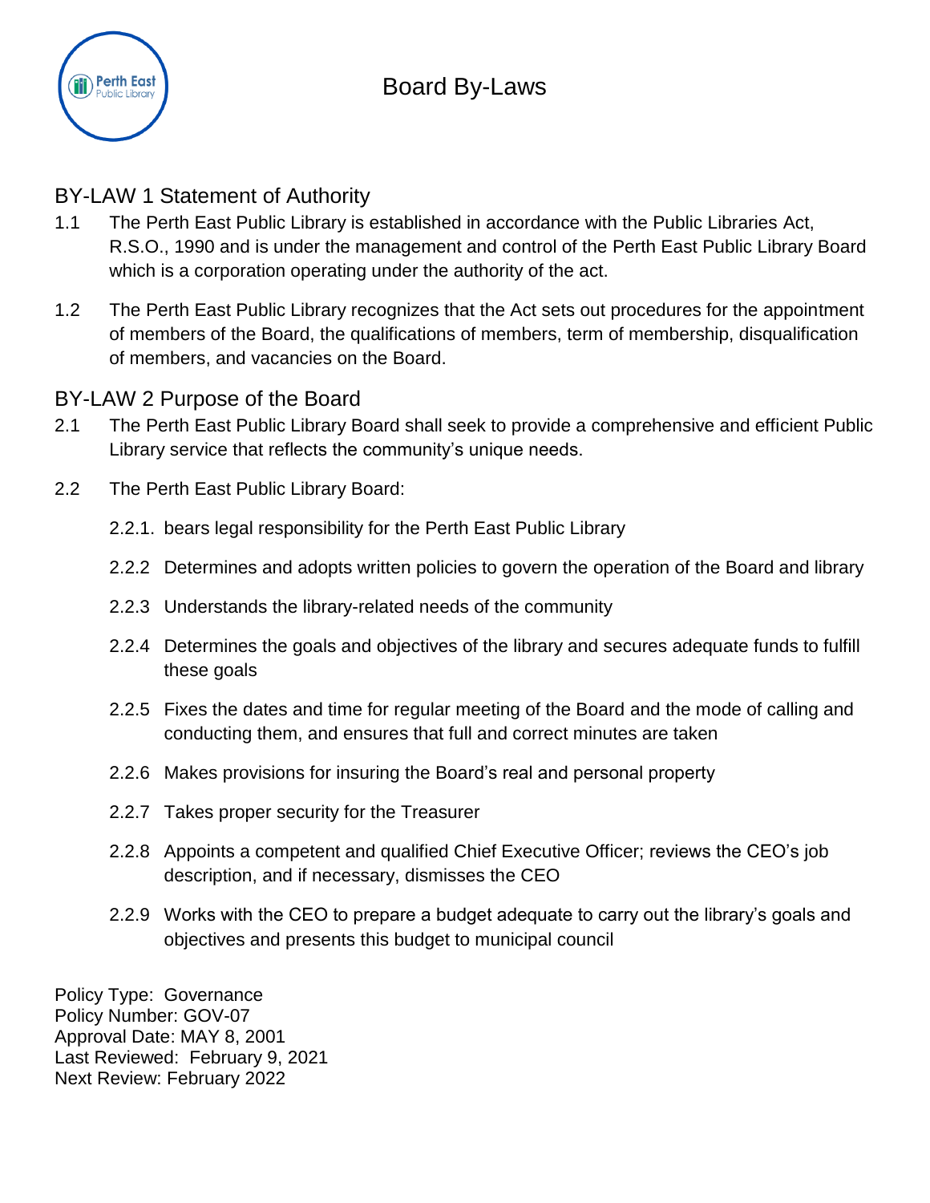# Board By-Laws

## BY-LAW 1 Statement of Authority

1.1 The Perth East Public Library is established in accordance with the Public Libraries Act, R.S.O., 1990 and is under the management and control of the Perth East Public Library Board which is a corporation operating under the authority of the act.

1.2 The Perth East Public Library recognizes that the Act sets out procedures for the appointment of members of the Board, the qualifications of members, term of membership, disqualification of members, and vacancies on the Board.

## BY-LAW 2 Purpose of the Board

2.1 The Perth East Public Library Board shall seek to provide a comprehensive and efficient Public Library service that reflects the community's unique needs.

2.2 The Perth East Public Library Board:

2.2.1. bears legal responsibility for the Perth East Public Library

2.2.2 Determines and adopts written policies to govern the operation of the Board and library

2.2.3 Understands the library-related needs of the community

2.2.4 Determines the goals and objectives of the library and secures adequate funds to fulfill these goals

2.2.5 Fixes the dates and time for regular meeting of the Board and the mode of calling and conducting them, and ensures that full and correct minutes are taken

2.2.6 Makes provisions for insuring the Board's real and personal property

2.2.7 Takes proper security for the Treasurer

2.2.8 Appoints a competent and qualified Chief Executive Officer; reviews the CEO's job description, and if necessary, dismisses the CEO

2.2.9 Works with the CEO to prepare a budget adequate to carry out the library's goals and objectives and presents this budget to municipal council

Policy Type: Governance
Policy Number: GOV-07
Approval Date: MAY 8, 2001
Last Reviewed: February 9, 2021
Next Review: February 2022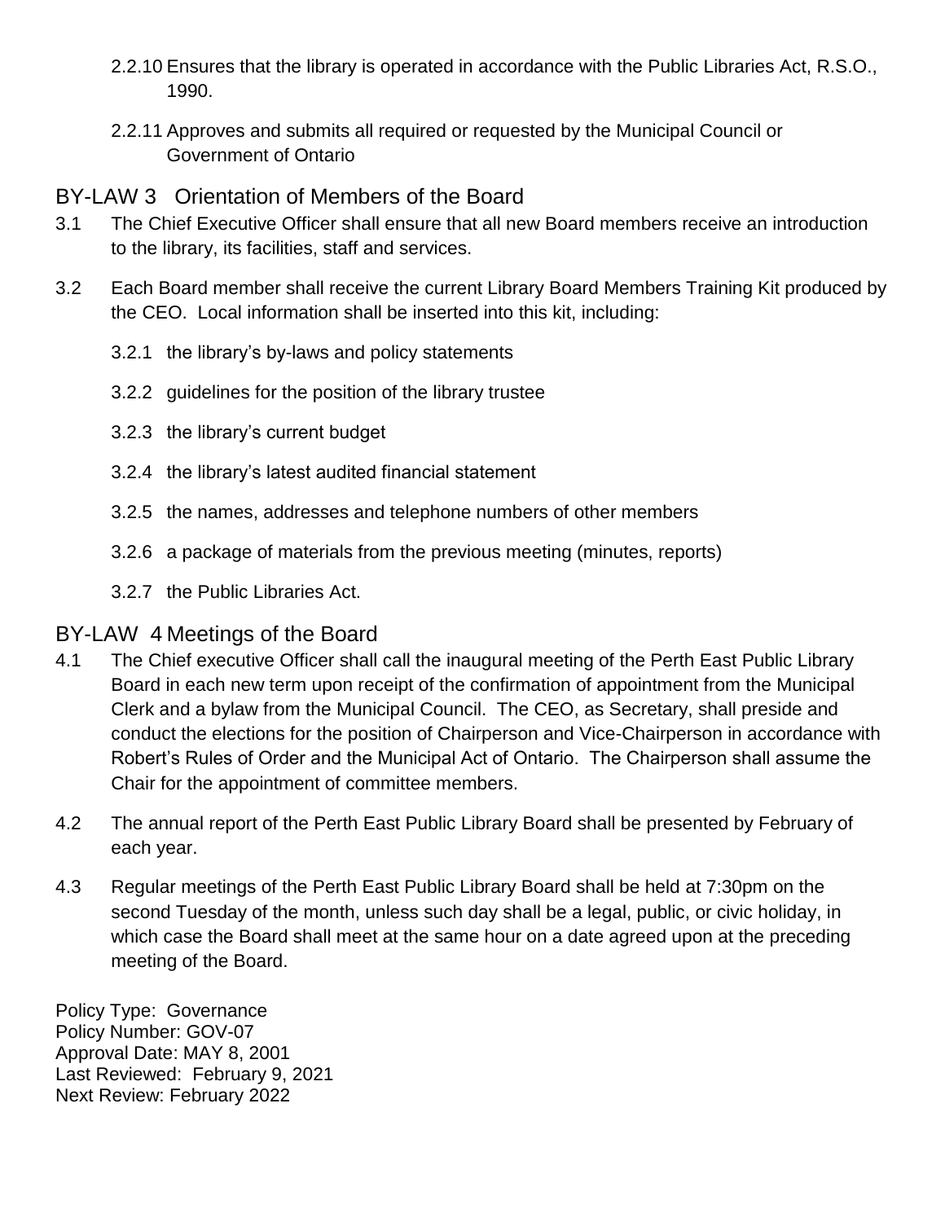2.2.10 Ensures that the library is operated in accordance with the Public Libraries Act, R.S.O., 1990.

2.2.11 Approves and submits all required or requested by the Municipal Council or Government of Ontario

## BY-LAW 3 Orientation of Members of the Board

3.1 The Chief Executive Officer shall ensure that all new Board members receive an introduction to the library, its facilities, staff and services.

3.2 Each Board member shall receive the current Library Board Members Training Kit produced by the CEO. Local information shall be inserted into this kit, including:

3.2.1 the library's by-laws and policy statements

3.2.2 guidelines for the position of the library trustee

3.2.3 the library's current budget

3.2.4 the library's latest audited financial statement

3.2.5 the names, addresses and telephone numbers of other members

3.2.6 a package of materials from the previous meeting (minutes, reports)

3.2.7 the Public Libraries Act.

## BY-LAW 4 Meetings of the Board

4.1 The Chief executive Officer shall call the inaugural meeting of the Perth East Public Library Board in each new term upon receipt of the confirmation of appointment from the Municipal Clerk and a bylaw from the Municipal Council. The CEO, as Secretary, shall preside and conduct the elections for the position of Chairperson and Vice-Chairperson in accordance with Robert's Rules of Order and the Municipal Act of Ontario. The Chairperson shall assume the Chair for the appointment of committee members.

4.2 The annual report of the Perth East Public Library Board shall be presented by February of each year.

4.3 Regular meetings of the Perth East Public Library Board shall be held at 7:30pm on the second Tuesday of the month, unless such day shall be a legal, public, or civic holiday, in which case the Board shall meet at the same hour on a date agreed upon at the preceding meeting of the Board.

Policy Type: Governance
Policy Number: GOV-07
Approval Date: MAY 8, 2001
Last Reviewed: February 9, 2021
Next Review: February 2022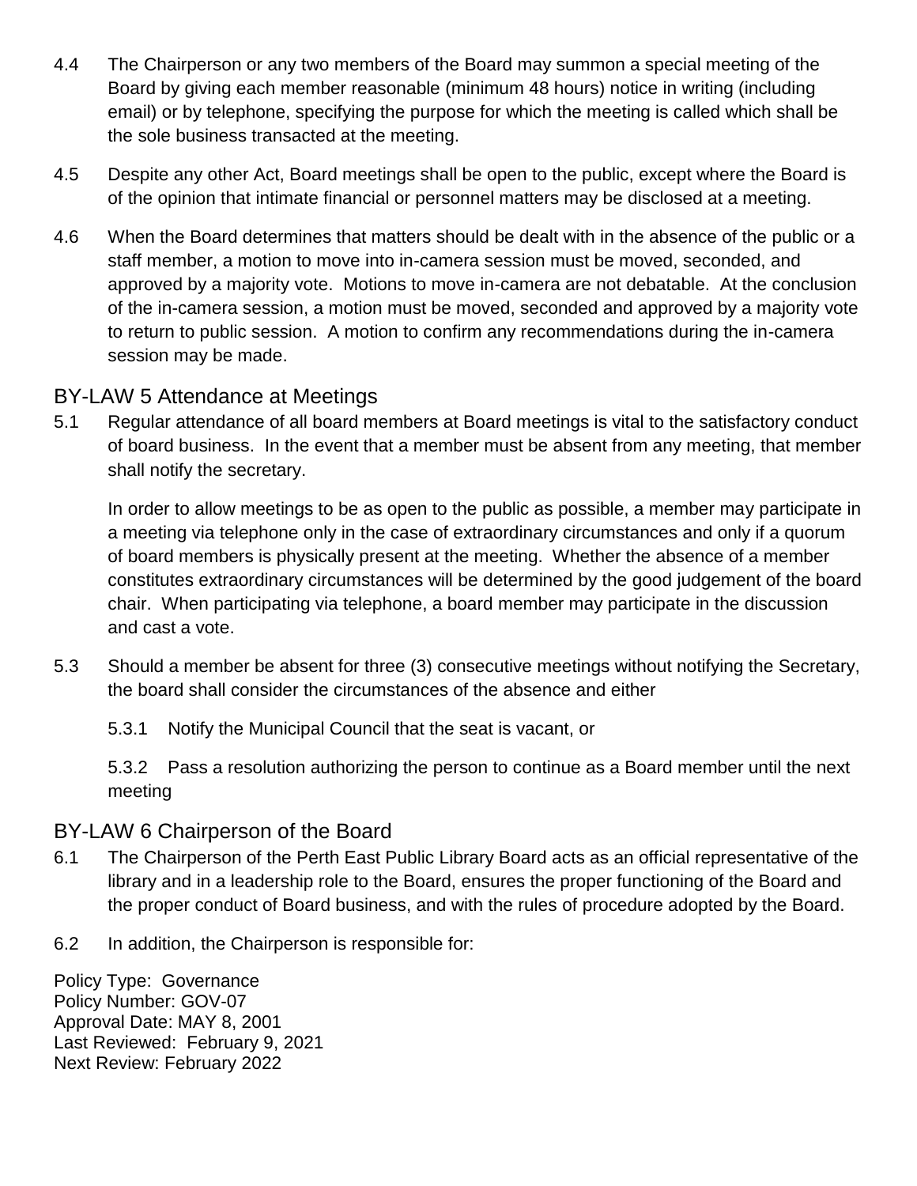4.4 The Chairperson or any two members of the Board may summon a special meeting of the Board by giving each member reasonable (minimum 48 hours) notice in writing (including email) or by telephone, specifying the purpose for which the meeting is called which shall be the sole business transacted at the meeting.

4.5 Despite any other Act, Board meetings shall be open to the public, except where the Board is of the opinion that intimate financial or personnel matters may be disclosed at a meeting.

4.6 When the Board determines that matters should be dealt with in the absence of the public or a staff member, a motion to move into in-camera session must be moved, seconded, and approved by a majority vote. Motions to move in-camera are not debatable. At the conclusion of the in-camera session, a motion must be moved, seconded and approved by a majority vote to return to public session. A motion to confirm any recommendations during the in-camera session may be made.

## BY-LAW 5 Attendance at Meetings

5.1 Regular attendance of all board members at Board meetings is vital to the satisfactory conduct of board business. In the event that a member must be absent from any meeting, that member shall notify the secretary.

In order to allow meetings to be as open to the public as possible, a member may participate in a meeting via telephone only in the case of extraordinary circumstances and only if a quorum of board members is physically present at the meeting. Whether the absence of a member constitutes extraordinary circumstances will be determined by the good judgement of the board chair. When participating via telephone, a board member may participate in the discussion and cast a vote.

5.3 Should a member be absent for three (3) consecutive meetings without notifying the Secretary, the board shall consider the circumstances of the absence and either

5.3.1 Notify the Municipal Council that the seat is vacant, or

5.3.2 Pass a resolution authorizing the person to continue as a Board member until the next meeting

## BY-LAW 6 Chairperson of the Board

6.1 The Chairperson of the Perth East Public Library Board acts as an official representative of the library and in a leadership role to the Board, ensures the proper functioning of the Board and the proper conduct of Board business, and with the rules of procedure adopted by the Board.

6.2 In addition, the Chairperson is responsible for:

Policy Type: Governance
Policy Number: GOV-07
Approval Date: MAY 8, 2001
Last Reviewed: February 9, 2021
Next Review: February 2022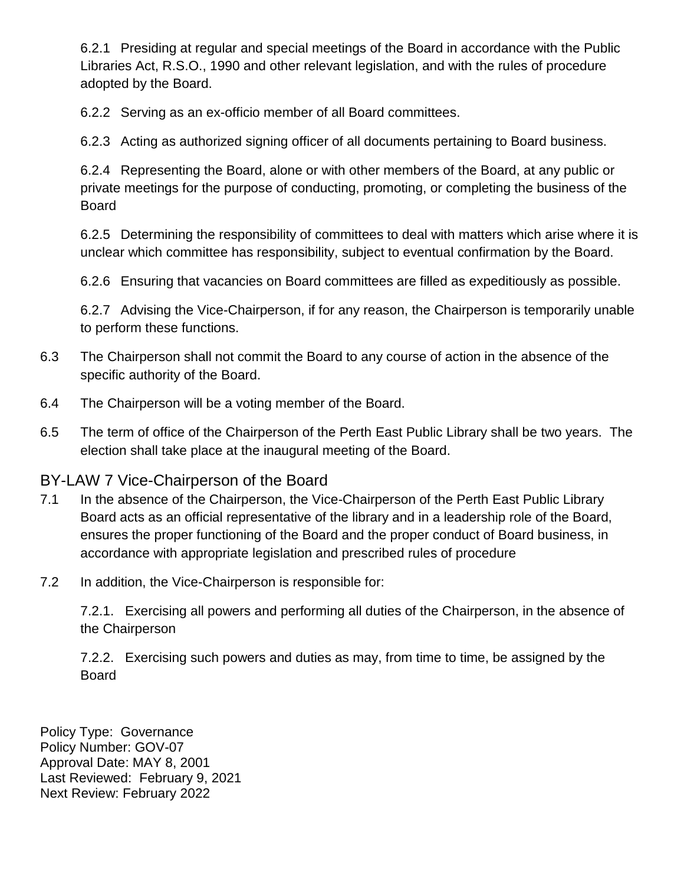6.2.1 Presiding at regular and special meetings of the Board in accordance with the Public Libraries Act, R.S.O., 1990 and other relevant legislation, and with the rules of procedure adopted by the Board.

6.2.2 Serving as an ex-officio member of all Board committees.

6.2.3 Acting as authorized signing officer of all documents pertaining to Board business.

6.2.4 Representing the Board, alone or with other members of the Board, at any public or private meetings for the purpose of conducting, promoting, or completing the business of the Board

6.2.5 Determining the responsibility of committees to deal with matters which arise where it is unclear which committee has responsibility, subject to eventual confirmation by the Board.

6.2.6 Ensuring that vacancies on Board committees are filled as expeditiously as possible.

6.2.7 Advising the Vice-Chairperson, if for any reason, the Chairperson is temporarily unable to perform these functions.

6.3 The Chairperson shall not commit the Board to any course of action in the absence of the specific authority of the Board.

6.4 The Chairperson will be a voting member of the Board.

6.5 The term of office of the Chairperson of the Perth East Public Library shall be two years. The election shall take place at the inaugural meeting of the Board.

## BY-LAW 7 Vice-Chairperson of the Board

7.1 In the absence of the Chairperson, the Vice-Chairperson of the Perth East Public Library Board acts as an official representative of the library and in a leadership role of the Board, ensures the proper functioning of the Board and the proper conduct of Board business, in accordance with appropriate legislation and prescribed rules of procedure

7.2 In addition, the Vice-Chairperson is responsible for:

7.2.1. Exercising all powers and performing all duties of the Chairperson, in the absence of the Chairperson

7.2.2. Exercising such powers and duties as may, from time to time, be assigned by the Board

Policy Type: Governance
Policy Number: GOV-07
Approval Date: MAY 8, 2001
Last Reviewed: February 9, 2021
Next Review: February 2022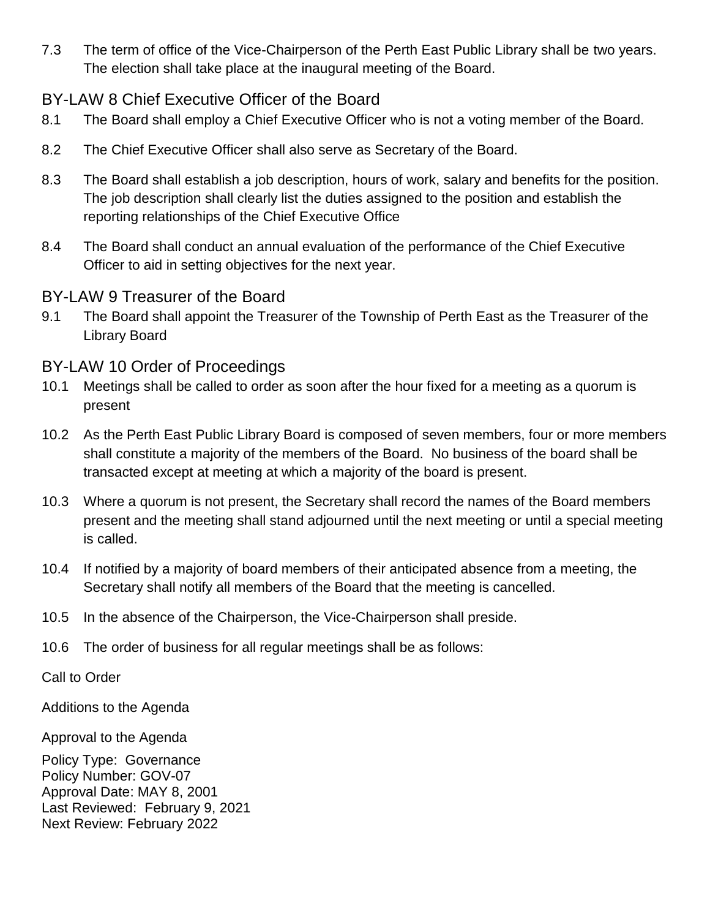7.3 The term of office of the Vice-Chairperson of the Perth East Public Library shall be two years. The election shall take place at the inaugural meeting of the Board.

## BY-LAW 8 Chief Executive Officer of the Board

8.1 The Board shall employ a Chief Executive Officer who is not a voting member of the Board.

8.2 The Chief Executive Officer shall also serve as Secretary of the Board.

8.3 The Board shall establish a job description, hours of work, salary and benefits for the position. The job description shall clearly list the duties assigned to the position and establish the reporting relationships of the Chief Executive Office

8.4 The Board shall conduct an annual evaluation of the performance of the Chief Executive Officer to aid in setting objectives for the next year.

## BY-LAW 9 Treasurer of the Board

9.1 The Board shall appoint the Treasurer of the Township of Perth East as the Treasurer of the Library Board

## BY-LAW 10 Order of Proceedings

10.1 Meetings shall be called to order as soon after the hour fixed for a meeting as a quorum is present

10.2 As the Perth East Public Library Board is composed of seven members, four or more members shall constitute a majority of the members of the Board. No business of the board shall be transacted except at meeting at which a majority of the board is present.

10.3 Where a quorum is not present, the Secretary shall record the names of the Board members present and the meeting shall stand adjourned until the next meeting or until a special meeting is called.

10.4 If notified by a majority of board members of their anticipated absence from a meeting, the Secretary shall notify all members of the Board that the meeting is cancelled.

10.5 In the absence of the Chairperson, the Vice-Chairperson shall preside.

10.6 The order of business for all regular meetings shall be as follows:

Call to Order

Additions to the Agenda

Approval to the Agenda

Policy Type: Governance
Policy Number: GOV-07
Approval Date: MAY 8, 2001
Last Reviewed: February 9, 2021
Next Review: February 2022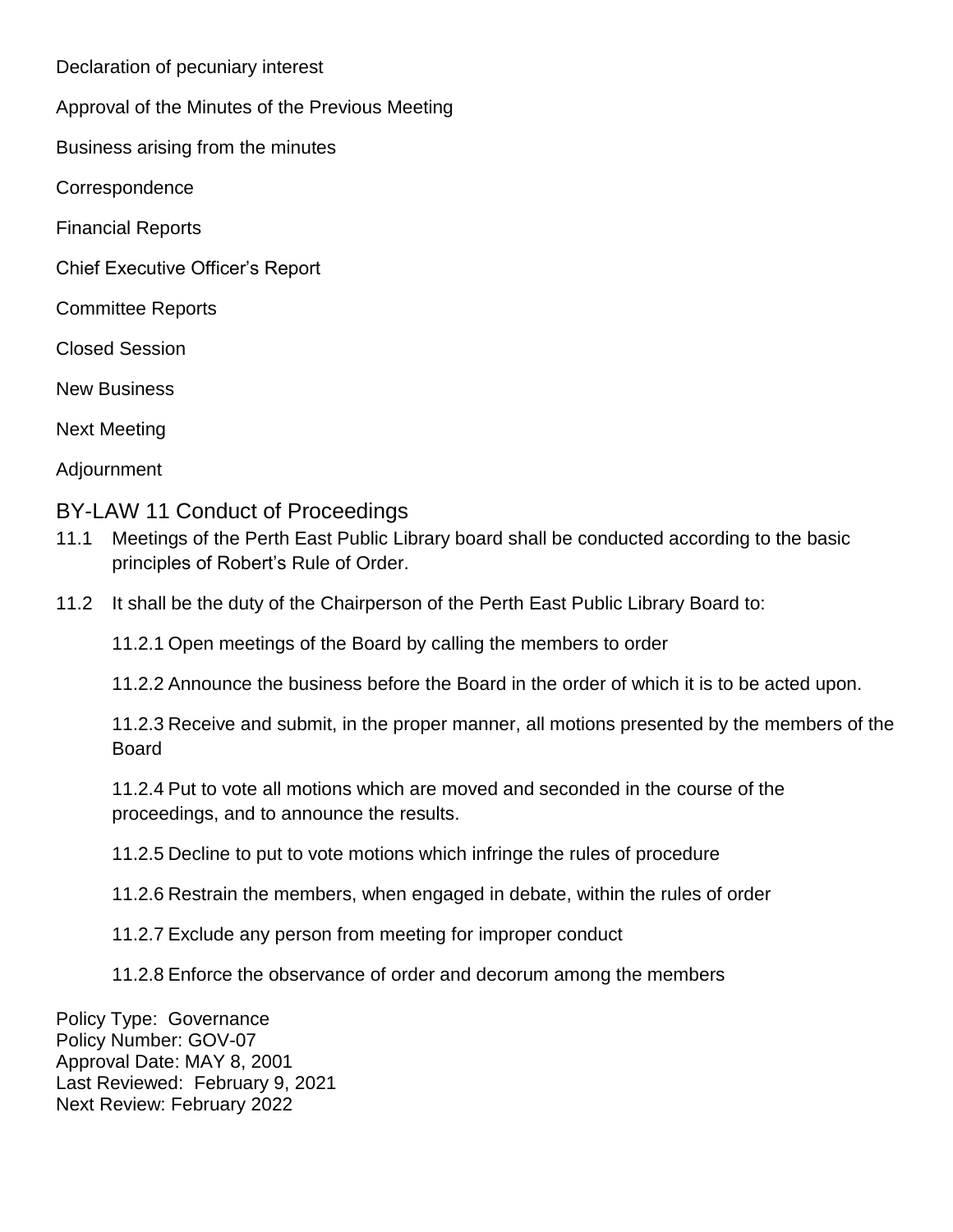Declaration of pecuniary interest

Approval of the Minutes of the Previous Meeting

Business arising from the minutes

Correspondence

Financial Reports

Chief Executive Officer's Report

Committee Reports

Closed Session

New Business

Next Meeting

Adjournment

## BY-LAW 11 Conduct of Proceedings

11.1 Meetings of the Perth East Public Library board shall be conducted according to the basic principles of Robert's Rule of Order.

11.2 It shall be the duty of the Chairperson of the Perth East Public Library Board to:

11.2.1 Open meetings of the Board by calling the members to order

11.2.2 Announce the business before the Board in the order of which it is to be acted upon.

11.2.3 Receive and submit, in the proper manner, all motions presented by the members of the Board

11.2.4 Put to vote all motions which are moved and seconded in the course of the proceedings, and to announce the results.

11.2.5 Decline to put to vote motions which infringe the rules of procedure

11.2.6 Restrain the members, when engaged in debate, within the rules of order

11.2.7 Exclude any person from meeting for improper conduct

11.2.8 Enforce the observance of order and decorum among the members

Policy Type: Governance
Policy Number: GOV-07
Approval Date: MAY 8, 2001
Last Reviewed: February 9, 2021
Next Review: February 2022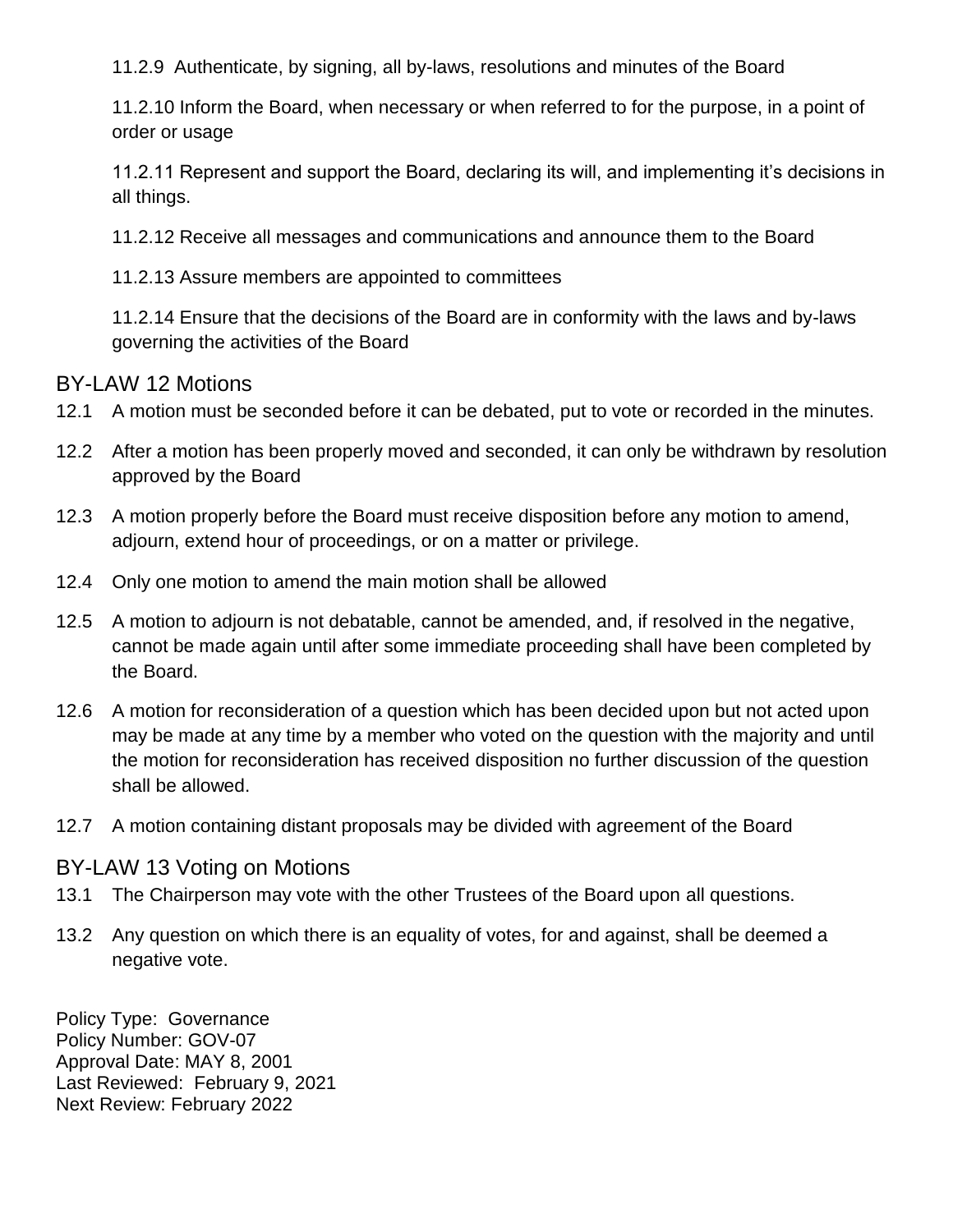11.2.9 Authenticate, by signing, all by-laws, resolutions and minutes of the Board

11.2.10 Inform the Board, when necessary or when referred to for the purpose, in a point of order or usage

11.2.11 Represent and support the Board, declaring its will, and implementing it's decisions in all things.

11.2.12 Receive all messages and communications and announce them to the Board

11.2.13 Assure members are appointed to committees

11.2.14 Ensure that the decisions of the Board are in conformity with the laws and by-laws governing the activities of the Board

## BY-LAW 12 Motions

12.1 A motion must be seconded before it can be debated, put to vote or recorded in the minutes.

12.2 After a motion has been properly moved and seconded, it can only be withdrawn by resolution approved by the Board

12.3 A motion properly before the Board must receive disposition before any motion to amend, adjourn, extend hour of proceedings, or on a matter or privilege.

12.4 Only one motion to amend the main motion shall be allowed

12.5 A motion to adjourn is not debatable, cannot be amended, and, if resolved in the negative, cannot be made again until after some immediate proceeding shall have been completed by the Board.

12.6 A motion for reconsideration of a question which has been decided upon but not acted upon may be made at any time by a member who voted on the question with the majority and until the motion for reconsideration has received disposition no further discussion of the question shall be allowed.

12.7 A motion containing distant proposals may be divided with agreement of the Board

## BY-LAW 13 Voting on Motions

13.1 The Chairperson may vote with the other Trustees of the Board upon all questions.

13.2 Any question on which there is an equality of votes, for and against, shall be deemed a negative vote.

Policy Type: Governance
Policy Number: GOV-07
Approval Date: MAY 8, 2001
Last Reviewed: February 9, 2021
Next Review: February 2022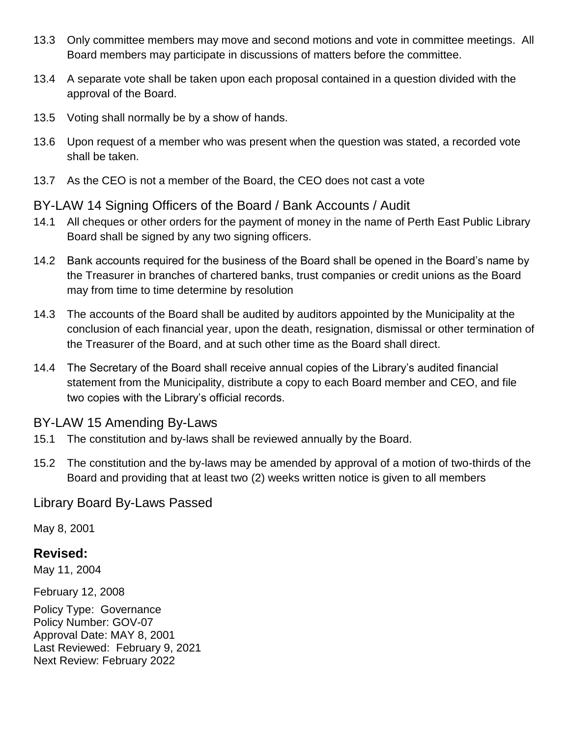13.3 Only committee members may move and second motions and vote in committee meetings. All Board members may participate in discussions of matters before the committee.

13.4 A separate vote shall be taken upon each proposal contained in a question divided with the approval of the Board.

13.5 Voting shall normally be by a show of hands.

13.6 Upon request of a member who was present when the question was stated, a recorded vote shall be taken.

13.7 As the CEO is not a member of the Board, the CEO does not cast a vote

## BY-LAW 14 Signing Officers of the Board / Bank Accounts / Audit

14.1 All cheques or other orders for the payment of money in the name of Perth East Public Library Board shall be signed by any two signing officers.

14.2 Bank accounts required for the business of the Board shall be opened in the Board's name by the Treasurer in branches of chartered banks, trust companies or credit unions as the Board may from time to time determine by resolution

14.3 The accounts of the Board shall be audited by auditors appointed by the Municipality at the conclusion of each financial year, upon the death, resignation, dismissal or other termination of the Treasurer of the Board, and at such other time as the Board shall direct.

14.4 The Secretary of the Board shall receive annual copies of the Library's audited financial statement from the Municipality, distribute a copy to each Board member and CEO, and file two copies with the Library's official records.

## BY-LAW 15 Amending By-Laws

15.1 The constitution and by-laws shall be reviewed annually by the Board.

15.2 The constitution and the by-laws may be amended by approval of a motion of two-thirds of the Board and providing that at least two (2) weeks written notice is given to all members

## Library Board By-Laws Passed

May 8, 2001

### Revised:

May 11, 2004

February 12, 2008

Policy Type: Governance
Policy Number: GOV-07
Approval Date: MAY 8, 2001
Last Reviewed: February 9, 2021
Next Review: February 2022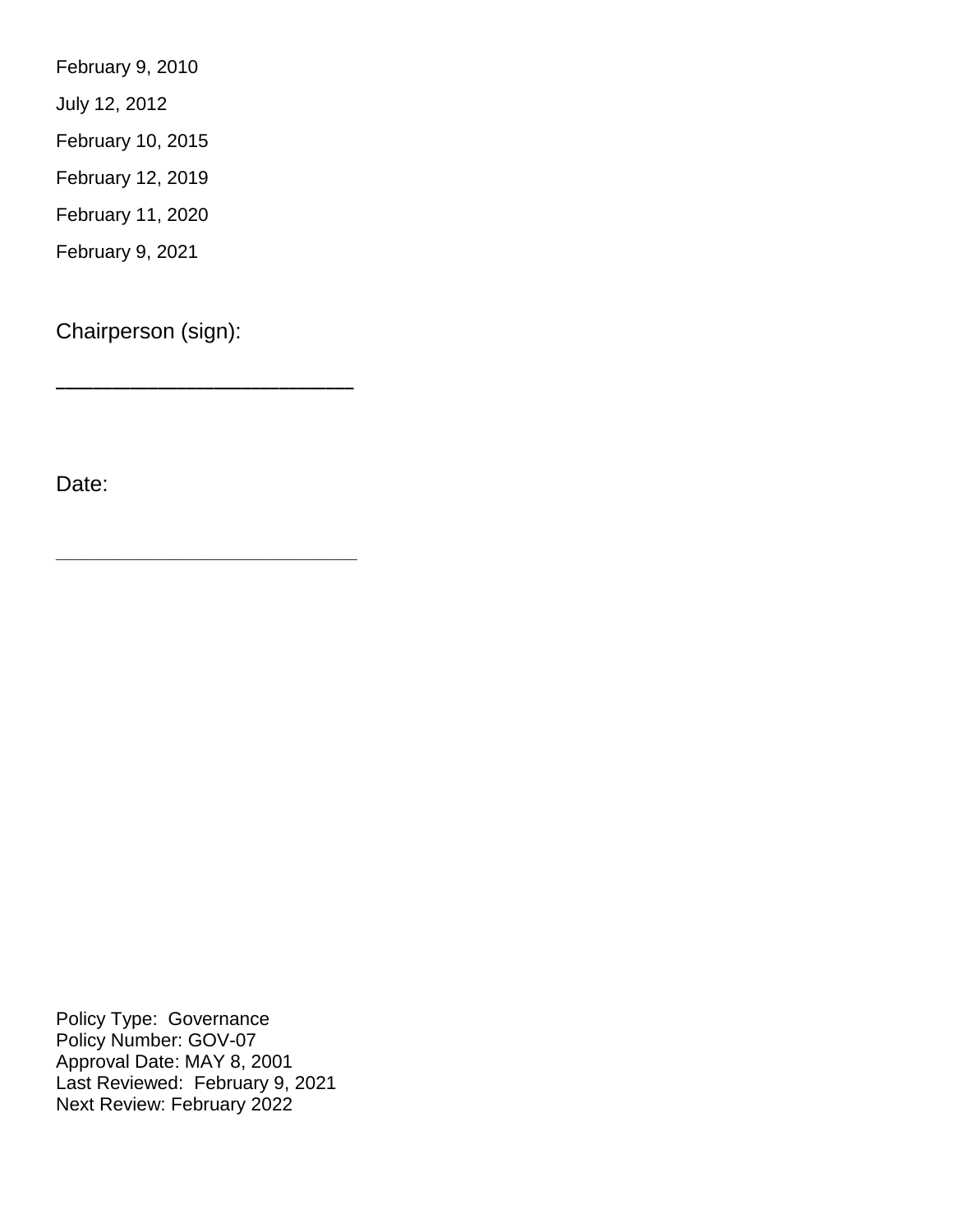February 9, 2010

July 12, 2012

February 10, 2015

February 12, 2019

February 11, 2020

February 9, 2021

Chairperson (sign):

________________________

Date:

________________________

Policy Type: Governance
Policy Number: GOV-07
Approval Date: MAY 8, 2001
Last Reviewed: February 9, 2021
Next Review: February 2022